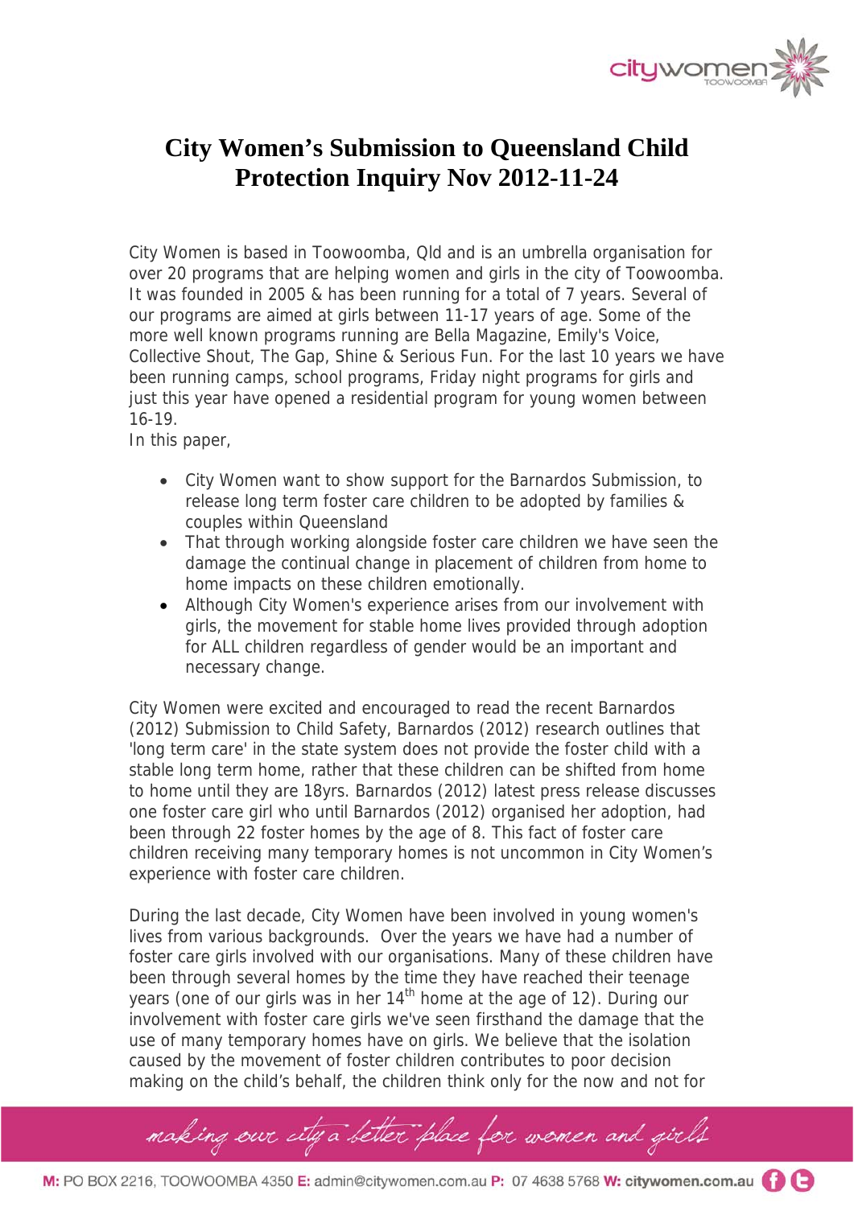# City Women's Submission to Queensland Child Protection Inquiry Nov 2012-11-24

City Women is based in Toowoomba, Qld and is an umbrella organisation for over 20 programs that are helping women and girls in the city of Toowoomba. It was founded in 2005 & has been running for a total of 7 years. Several of our programs are aimed at girls between 11-17 years of age. Some of the more well known programs running are Bella Magazine, Emily's Voice, Collective Shout, The Gap, Shine & Serious Fun. For the last 10 years we have been running camps, school programs, Friday night programs for girls and just this year have opened a residential program for young women between 16-19.

In this paper,

- City Women want to show support for the Barnardos Submission, to release long term foster care children to be adopted by families & couples within Queensland
- That through working alongside foster care children we have seen the damage the continual change in placement of children from home to home impacts on these children emotionally.
- Although City Women's experience arises from our involvement with girls, the movement for stable home lives provided through adoption for ALL children regardless of gender would be an important and necessary change.

City Women were excited and encouraged to read the recent Barnardos (2012) Submission to Child Safety, Barnardos (2012) research outlines that 'long term care' in the state system does not provide the foster child with a stable long term home, rather that these children can be shifted from home to home until they are 18yrs. Barnardos (2012) latest press release discusses one foster care girl who until Barnardos (2012) organised her adoption, had been through 22 foster homes by the age of 8. This fact of foster care children receiving many temporary homes is not uncommon in City Women's experience with foster care children.

During the last decade, City Women have been involved in young women's lives from various backgrounds. Over the years we have had a number of foster care girls involved with our organisations. Many of these children have been through several homes by the time they have reached their teenage years (one of our girls was in her 14th home at the age of 12). During our involvement with foster care girls we've seen firsthand the damage that the use of many temporary homes have on girls. We believe that the isolation caused by the movement of foster children contributes to poor decision making on the child's behalf, the children think only for the now and not for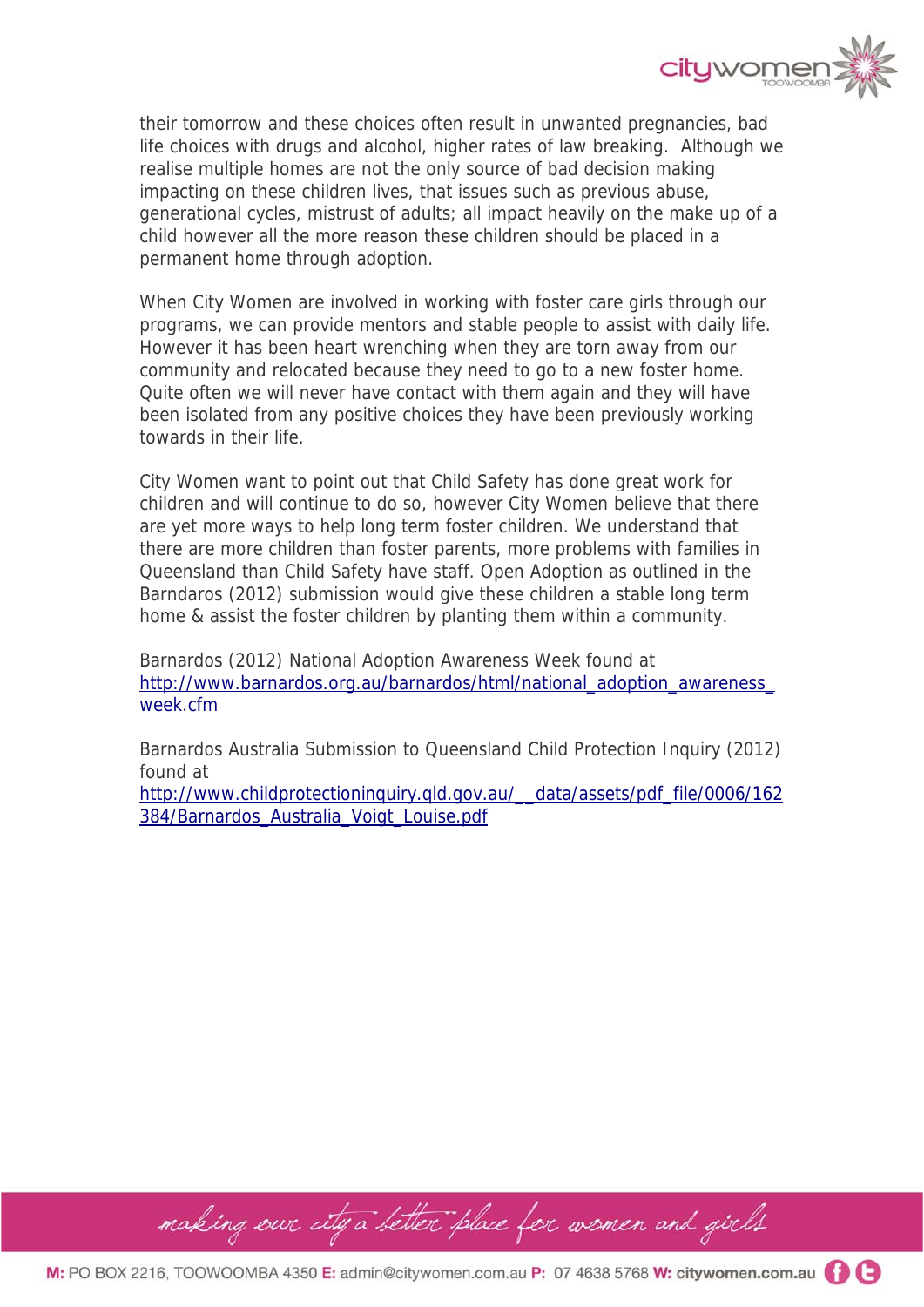their tomorrow and these choices often result in unwanted pregnancies, bad life choices with drugs and alcohol, higher rates of law breaking. Although we realise multiple homes are not the only source of bad decision making impacting on these children lives, that issues such as previous abuse, generational cycles, mistrust of adults; all impact heavily on the make up of a child however all the more reason these children should be placed in a permanent home through adoption.

When City Women are involved in working with foster care girls through our programs, we can provide mentors and stable people to assist with daily life. However it has been heart wrenching when they are torn away from our community and relocated because they need to go to a new foster home. Quite often we will never have contact with them again and they will have been isolated from any positive choices they have been previously working towards in their life.

City Women want to point out that Child Safety has done great work for children and will continue to do so, however City Women believe that there are yet more ways to help long term foster children. We understand that there are more children than foster parents, more problems with families in Queensland than Child Safety have staff. Open Adoption as outlined in the Barndaros (2012) submission would give these children a stable long term home & assist the foster children by planting them within a community.

Barnardos (2012) National Adoption Awareness Week found at http://www.barnardos.org.au/barnardos/html/national_adoption_awareness_week.cfm

Barnardos Australia Submission to Queensland Child Protection Inquiry (2012) found at http://www.childprotectioninquiry.qld.gov.au/__data/assets/pdf_file/0006/162384/Barnardos_Australia_Voigt_Louise.pdf